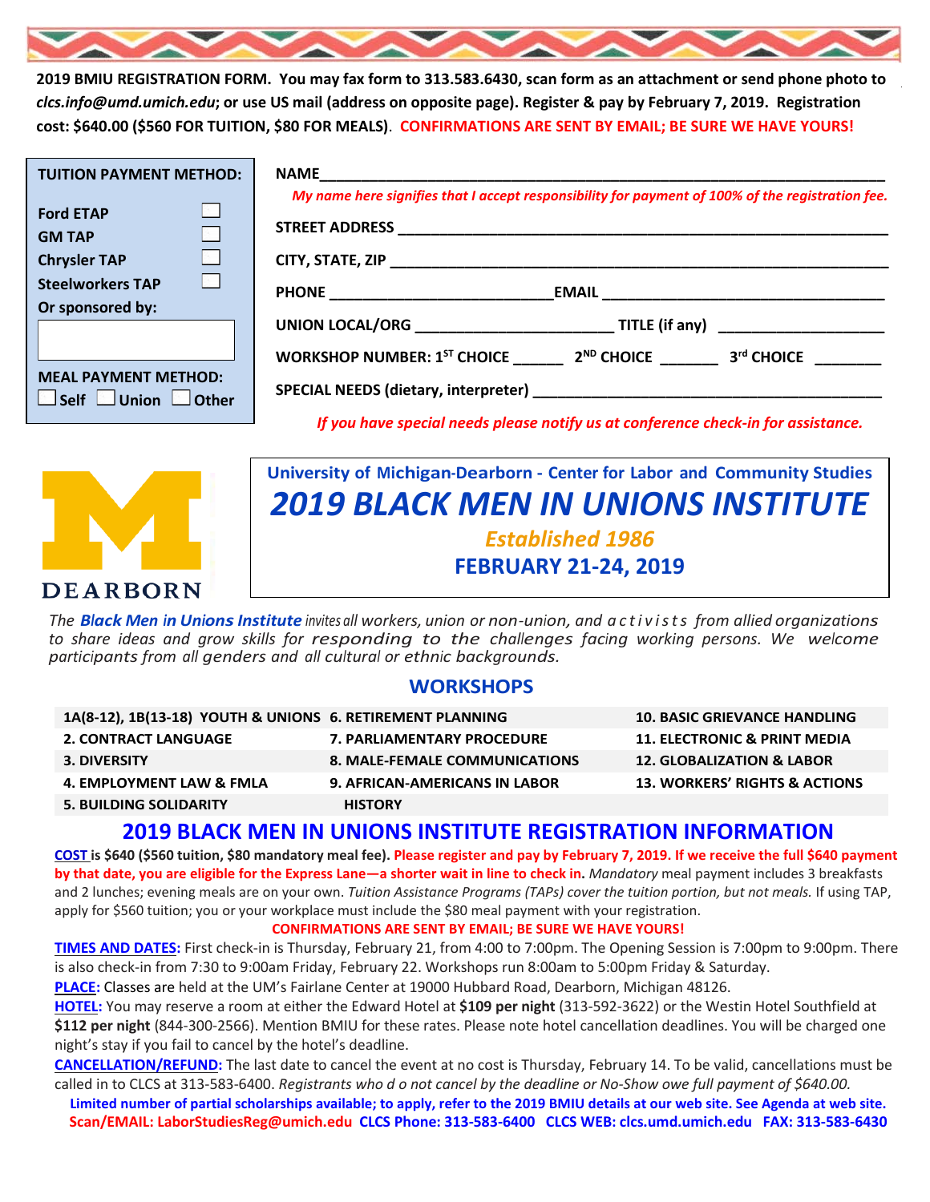**2019 BMIU REGISTRATION FORM. You may fax form to 313.583.6430, scan form as an attachment or send phone photo to *clcs.info@umd.umich.edu*; or use US mail (address on opposite page). Register & pay by February 7, 2019. Registration cost: $640.00 ($560 FOR TUITION, $80 FOR MEALS)**. **CONFIRMATIONS ARE SENT BY EMAIL; BE SURE WE HAVE YOURS!**

**TUITION PAYMENT METHOD:**

- Ford ETAP ☐
- GM TAP ☐
- Chrysler TAP ☐
- Steelworkers TAP ☐
- Or sponsored by: ____________

**MEAL PAYMENT METHOD:**
☐ Self ☐ Union ☐ Other

**NAME** ______________________________________________

*My name here signifies that I accept responsibility for payment of 100% of the registration fee.*

**STREET ADDRESS** ______________________________________________

**CITY, STATE, ZIP** ______________________________________________

**PHONE** ____________________ **EMAIL** ____________________

**UNION LOCAL/ORG** ____________________ **TITLE (if any)** ____________________

**WORKSHOP NUMBER: 1ST CHOICE** ______ **2ND CHOICE** ______ **3rd CHOICE** ______

**SPECIAL NEEDS (dietary, interpreter)** ______________________________________________

*If you have special needs please notify us at conference check-in for assistance.*

DEARBORN

**University of Michigan-Dearborn - Center for Labor and Community Studies**

# *2019 BLACK MEN IN UNIONS INSTITUTE*

***Established 1986***

**FEBRUARY 21-24, 2019**

*The **Black Men in Unions Institute** invites all workers, union or non-union, and activists from allied organizations to share ideas and grow skills for responding to the challenges facing working persons. We welcome participants from all genders and all cultural or ethnic backgrounds.*

## WORKSHOPS

| | | |
|---|---|---|
| 1A(8-12), 1B(13-18) YOUTH & UNIONS | 6. RETIREMENT PLANNING | 10. BASIC GRIEVANCE HANDLING |
| 2. CONTRACT LANGUAGE | 7. PARLIAMENTARY PROCEDURE | 11. ELECTRONIC & PRINT MEDIA |
| 3. DIVERSITY | 8. MALE-FEMALE COMMUNICATIONS | 12. GLOBALIZATION & LABOR |
| 4. EMPLOYMENT LAW & FMLA | 9. AFRICAN-AMERICANS IN LABOR HISTORY | 13. WORKERS' RIGHTS & ACTIONS |
| 5. BUILDING SOLIDARITY | | |

## 2019 BLACK MEN IN UNIONS INSTITUTE REGISTRATION INFORMATION

**COST is $640 ($560 tuition, $80 mandatory meal fee). Please register and pay by February 7, 2019. If we receive the full $640 payment by that date, you are eligible for the Express Lane—a shorter wait in line to check in.** *Mandatory* meal payment includes 3 breakfasts and 2 lunches; evening meals are on your own. *Tuition Assistance Programs (TAPs) cover the tuition portion, but not meals.* If using TAP, apply for $560 tuition; you or your workplace must include the $80 meal payment with your registration.

**CONFIRMATIONS ARE SENT BY EMAIL; BE SURE WE HAVE YOURS!**

**TIMES AND DATES:** First check-in is Thursday, February 21, from 4:00 to 7:00pm. The Opening Session is 7:00pm to 9:00pm. There is also check-in from 7:30 to 9:00am Friday, February 22. Workshops run 8:00am to 5:00pm Friday & Saturday.

**PLACE:** Classes are held at the UM's Fairlane Center at 19000 Hubbard Road, Dearborn, Michigan 48126.

**HOTEL:** You may reserve a room at either the Edward Hotel at **$109 per night** (313-592-3622) or the Westin Hotel Southfield at **$112 per night** (844-300-2566). Mention BMIU for these rates. Please note hotel cancellation deadlines. You will be charged one night's stay if you fail to cancel by the hotel's deadline.

**CANCELLATION/REFUND:** The last date to cancel the event at no cost is Thursday, February 14. To be valid, cancellations must be called in to CLCS at 313-583-6400. *Registrants who d o not cancel by the deadline or No-Show owe full payment of $640.00.*

**Limited number of partial scholarships available; to apply, refer to the 2019 BMIU details at our web site. See Agenda at web site.**

**Scan/EMAIL: LaborStudiesReg@umich.edu CLCS Phone: 313-583-6400 CLCS WEB: clcs.umd.umich.edu FAX: 313-583-6430**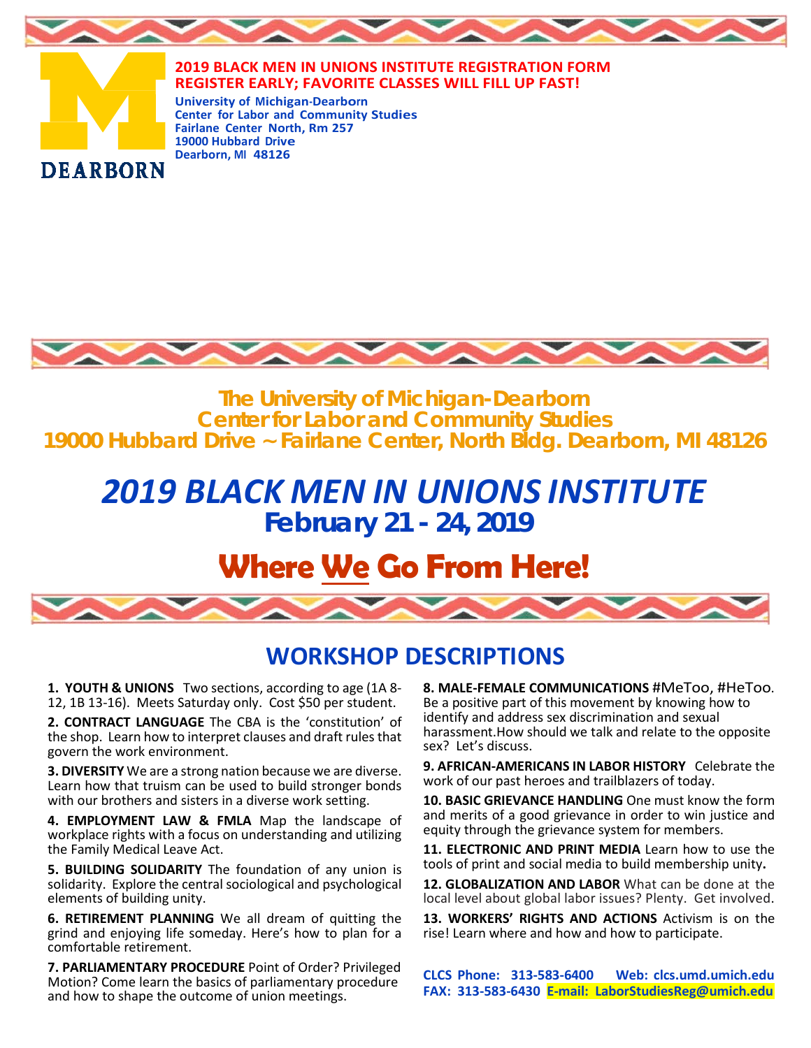**2019 BLACK MEN IN UNIONS INSTITUTE REGISTRATION FORM**
**REGISTER EARLY; FAVORITE CLASSES WILL FILL UP FAST!**

**University of Michigan-Dearborn**
**Center for Labor and Community Studies**
**Fairlane Center North, Rm 257**
**19000 Hubbard Drive**
**Dearborn, MI 48126**

DEARBORN

**The University of Michigan-Dearborn**
**Center for Labor and Community Studies**
**19000 Hubbard Drive ~ Fairlane Center, North Bldg. Dearborn, MI 48126**

# *2019 BLACK MEN IN UNIONS INSTITUTE*

**February 21 - 24, 2019**

## Where We Go From Here!

## WORKSHOP DESCRIPTIONS

**1. YOUTH & UNIONS** Two sections, according to age (1A 8-12, 1B 13-16). Meets Saturday only. Cost $50 per student.

**2. CONTRACT LANGUAGE** The CBA is the 'constitution' of the shop. Learn how to interpret clauses and draft rules that govern the work environment.

**3. DIVERSITY** We are a strong nation because we are diverse. Learn how that truism can be used to build stronger bonds with our brothers and sisters in a diverse work setting.

**4. EMPLOYMENT LAW & FMLA** Map the landscape of workplace rights with a focus on understanding and utilizing the Family Medical Leave Act.

**5. BUILDING SOLIDARITY** The foundation of any union is solidarity. Explore the central sociological and psychological elements of building unity.

**6. RETIREMENT PLANNING** We all dream of quitting the grind and enjoying life someday. Here's how to plan for a comfortable retirement.

**7. PARLIAMENTARY PROCEDURE** Point of Order? Privileged Motion? Come learn the basics of parliamentary procedure and how to shape the outcome of union meetings.

**8. MALE-FEMALE COMMUNICATIONS** #MeToo, #HeToo. Be a positive part of this movement by knowing how to identify and address sex discrimination and sexual harassment.How should we talk and relate to the opposite sex? Let's discuss.

**9. AFRICAN-AMERICANS IN LABOR HISTORY** Celebrate the work of our past heroes and trailblazers of today.

**10. BASIC GRIEVANCE HANDLING** One must know the form and merits of a good grievance in order to win justice and equity through the grievance system for members.

**11. ELECTRONIC AND PRINT MEDIA** Learn how to use the tools of print and social media to build membership unity.

**12. GLOBALIZATION AND LABOR** What can be done at the local level about global labor issues? Plenty. Get involved.

**13. WORKERS' RIGHTS AND ACTIONS** Activism is on the rise! Learn where and how and how to participate.

**CLCS Phone: 313-583-6400 Web: clcs.umd.umich.edu**
**FAX: 313-583-6430 E-mail: LaborStudiesReg@umich.edu**